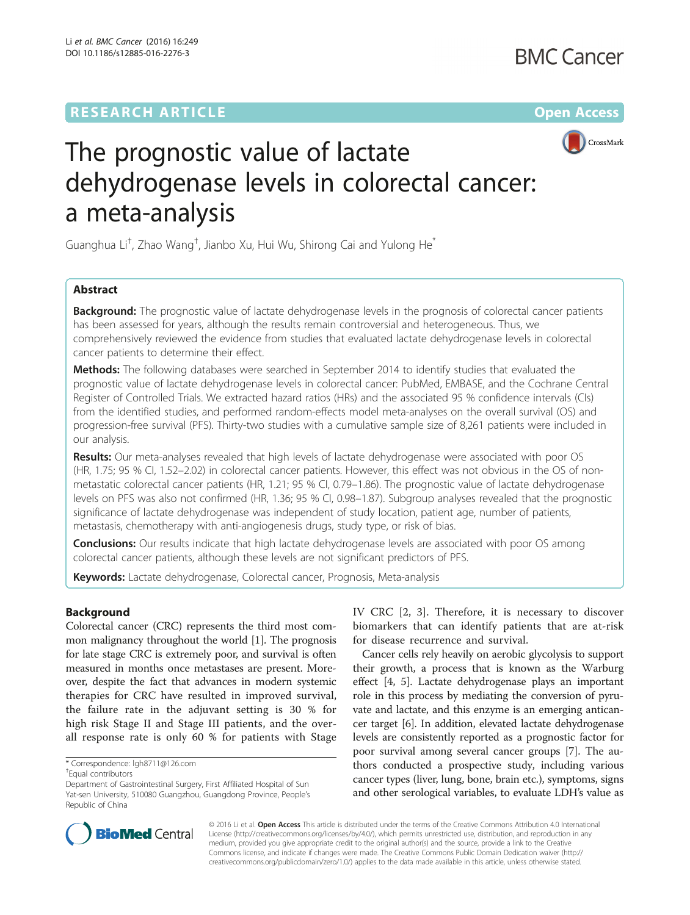RESEARCH ARTICLE

Open Access

# The prognostic value of lactate dehydrogenase levels in colorectal cancer: a meta-analysis

Guanghua Li[†], Zhao Wang[†], Jianbo Xu, Hui Wu, Shirong Cai and Yulong He[*]

## Abstract

**Background:** The prognostic value of lactate dehydrogenase levels in the prognosis of colorectal cancer patients has been assessed for years, although the results remain controversial and heterogeneous. Thus, we comprehensively reviewed the evidence from studies that evaluated lactate dehydrogenase levels in colorectal cancer patients to determine their effect.

**Methods:** The following databases were searched in September 2014 to identify studies that evaluated the prognostic value of lactate dehydrogenase levels in colorectal cancer: PubMed, EMBASE, and the Cochrane Central Register of Controlled Trials. We extracted hazard ratios (HRs) and the associated 95 % confidence intervals (CIs) from the identified studies, and performed random-effects model meta-analyses on the overall survival (OS) and progression-free survival (PFS). Thirty-two studies with a cumulative sample size of 8,261 patients were included in our analysis.

**Results:** Our meta-analyses revealed that high levels of lactate dehydrogenase were associated with poor OS (HR, 1.75; 95 % CI, 1.52–2.02) in colorectal cancer patients. However, this effect was not obvious in the OS of non-metastatic colorectal cancer patients (HR, 1.21; 95 % CI, 0.79–1.86). The prognostic value of lactate dehydrogenase levels on PFS was also not confirmed (HR, 1.36; 95 % CI, 0.98–1.87). Subgroup analyses revealed that the prognostic significance of lactate dehydrogenase was independent of study location, patient age, number of patients, metastasis, chemotherapy with anti-angiogenesis drugs, study type, or risk of bias.

**Conclusions:** Our results indicate that high lactate dehydrogenase levels are associated with poor OS among colorectal cancer patients, although these levels are not significant predictors of PFS.

**Keywords:** Lactate dehydrogenase, Colorectal cancer, Prognosis, Meta-analysis

## Background

Colorectal cancer (CRC) represents the third most common malignancy throughout the world [1]. The prognosis for late stage CRC is extremely poor, and survival is often measured in months once metastases are present. Moreover, despite the fact that advances in modern systemic therapies for CRC have resulted in improved survival, the failure rate in the adjuvant setting is 30 % for high risk Stage II and Stage III patients, and the overall response rate is only 60 % for patients with Stage IV CRC [2, 3]. Therefore, it is necessary to discover biomarkers that can identify patients that are at-risk for disease recurrence and survival.

Cancer cells rely heavily on aerobic glycolysis to support their growth, a process that is known as the Warburg effect [4, 5]. Lactate dehydrogenase plays an important role in this process by mediating the conversion of pyruvate and lactate, and this enzyme is an emerging anticancer target [6]. In addition, elevated lactate dehydrogenase levels are consistently reported as a prognostic factor for poor survival among several cancer groups [7]. The authors conducted a prospective study, including various cancer types (liver, lung, bone, brain etc.), symptoms, signs and other serological variables, to evaluate LDH's value as

\* Correspondence: lgh8711@126.com
[†]Equal contributors
Department of Gastrointestinal Surgery, First Affiliated Hospital of Sun Yat-sen University, 510080 Guangzhou, Guangdong Province, People's Republic of China

© 2016 Li et al. **Open Access** This article is distributed under the terms of the Creative Commons Attribution 4.0 International License (http://creativecommons.org/licenses/by/4.0/), which permits unrestricted use, distribution, and reproduction in any medium, provided you give appropriate credit to the original author(s) and the source, provide a link to the Creative Commons license, and indicate if changes were made. The Creative Commons Public Domain Dedication waiver (http://creativecommons.org/publicdomain/zero/1.0/) applies to the data made available in this article, unless otherwise stated.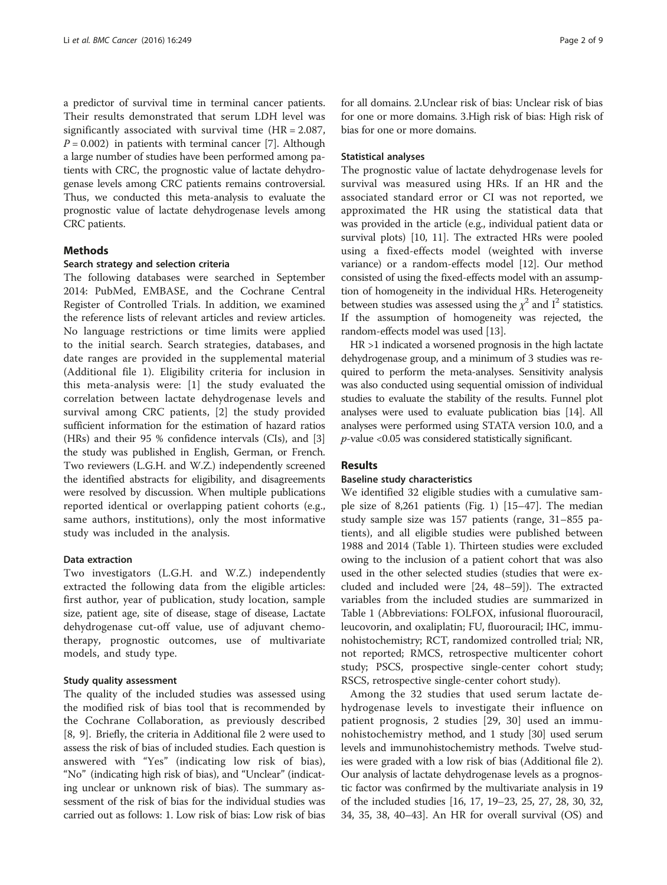a predictor of survival time in terminal cancer patients. Their results demonstrated that serum LDH level was significantly associated with survival time (HR = 2.087, $P = 0.002$) in patients with terminal cancer [7]. Although a large number of studies have been performed among patients with CRC, the prognostic value of lactate dehydrogenase levels among CRC patients remains controversial. Thus, we conducted this meta-analysis to evaluate the prognostic value of lactate dehydrogenase levels among CRC patients.

## Methods

### Search strategy and selection criteria

The following databases were searched in September 2014: PubMed, EMBASE, and the Cochrane Central Register of Controlled Trials. In addition, we examined the reference lists of relevant articles and review articles. No language restrictions or time limits were applied to the initial search. Search strategies, databases, and date ranges are provided in the supplemental material (Additional file 1). Eligibility criteria for inclusion in this meta-analysis were: [1] the study evaluated the correlation between lactate dehydrogenase levels and survival among CRC patients, [2] the study provided sufficient information for the estimation of hazard ratios (HRs) and their 95 % confidence intervals (CIs), and [3] the study was published in English, German, or French. Two reviewers (L.G.H. and W.Z.) independently screened the identified abstracts for eligibility, and disagreements were resolved by discussion. When multiple publications reported identical or overlapping patient cohorts (e.g., same authors, institutions), only the most informative study was included in the analysis.

### Data extraction

Two investigators (L.G.H. and W.Z.) independently extracted the following data from the eligible articles: first author, year of publication, study location, sample size, patient age, site of disease, stage of disease, Lactate dehydrogenase cut-off value, use of adjuvant chemotherapy, prognostic outcomes, use of multivariate models, and study type.

### Study quality assessment

The quality of the included studies was assessed using the modified risk of bias tool that is recommended by the Cochrane Collaboration, as previously described [8, 9]. Briefly, the criteria in Additional file 2 were used to assess the risk of bias of included studies. Each question is answered with "Yes" (indicating low risk of bias), "No" (indicating high risk of bias), and "Unclear" (indicating unclear or unknown risk of bias). The summary assessment of the risk of bias for the individual studies was carried out as follows: 1. Low risk of bias: Low risk of bias for all domains. 2.Unclear risk of bias: Unclear risk of bias for one or more domains. 3.High risk of bias: High risk of bias for one or more domains.

### Statistical analyses

The prognostic value of lactate dehydrogenase levels for survival was measured using HRs. If an HR and the associated standard error or CI was not reported, we approximated the HR using the statistical data that was provided in the article (e.g., individual patient data or survival plots) [10, 11]. The extracted HRs were pooled using a fixed-effects model (weighted with inverse variance) or a random-effects model [12]. Our method consisted of using the fixed-effects model with an assumption of homogeneity in the individual HRs. Heterogeneity between studies was assessed using the $\chi^2$ and $I^2$ statistics. If the assumption of homogeneity was rejected, the random-effects model was used [13].

HR >1 indicated a worsened prognosis in the high lactate dehydrogenase group, and a minimum of 3 studies was required to perform the meta-analyses. Sensitivity analysis was also conducted using sequential omission of individual studies to evaluate the stability of the results. Funnel plot analyses were used to evaluate publication bias [14]. All analyses were performed using STATA version 10.0, and a $p$-value <0.05 was considered statistically significant.

## Results

### Baseline study characteristics

We identified 32 eligible studies with a cumulative sample size of 8,261 patients (Fig. 1) [15–47]. The median study sample size was 157 patients (range, 31–855 patients), and all eligible studies were published between 1988 and 2014 (Table 1). Thirteen studies were excluded owing to the inclusion of a patient cohort that was also used in the other selected studies (studies that were excluded and included were [24, 48–59]). The extracted variables from the included studies are summarized in Table 1 (Abbreviations: FOLFOX, infusional fluorouracil, leucovorin, and oxaliplatin; FU, fluorouracil; IHC, immunohistochemistry; RCT, randomized controlled trial; NR, not reported; RMCS, retrospective multicenter cohort study; PSCS, prospective single-center cohort study; RSCS, retrospective single-center cohort study).

Among the 32 studies that used serum lactate dehydrogenase levels to investigate their influence on patient prognosis, 2 studies [29, 30] used an immunohistochemistry method, and 1 study [30] used serum levels and immunohistochemistry methods. Twelve studies were graded with a low risk of bias (Additional file 2). Our analysis of lactate dehydrogenase levels as a prognostic factor was confirmed by the multivariate analysis in 19 of the included studies [16, 17, 19–23, 25, 27, 28, 30, 32, 34, 35, 38, 40–43]. An HR for overall survival (OS) and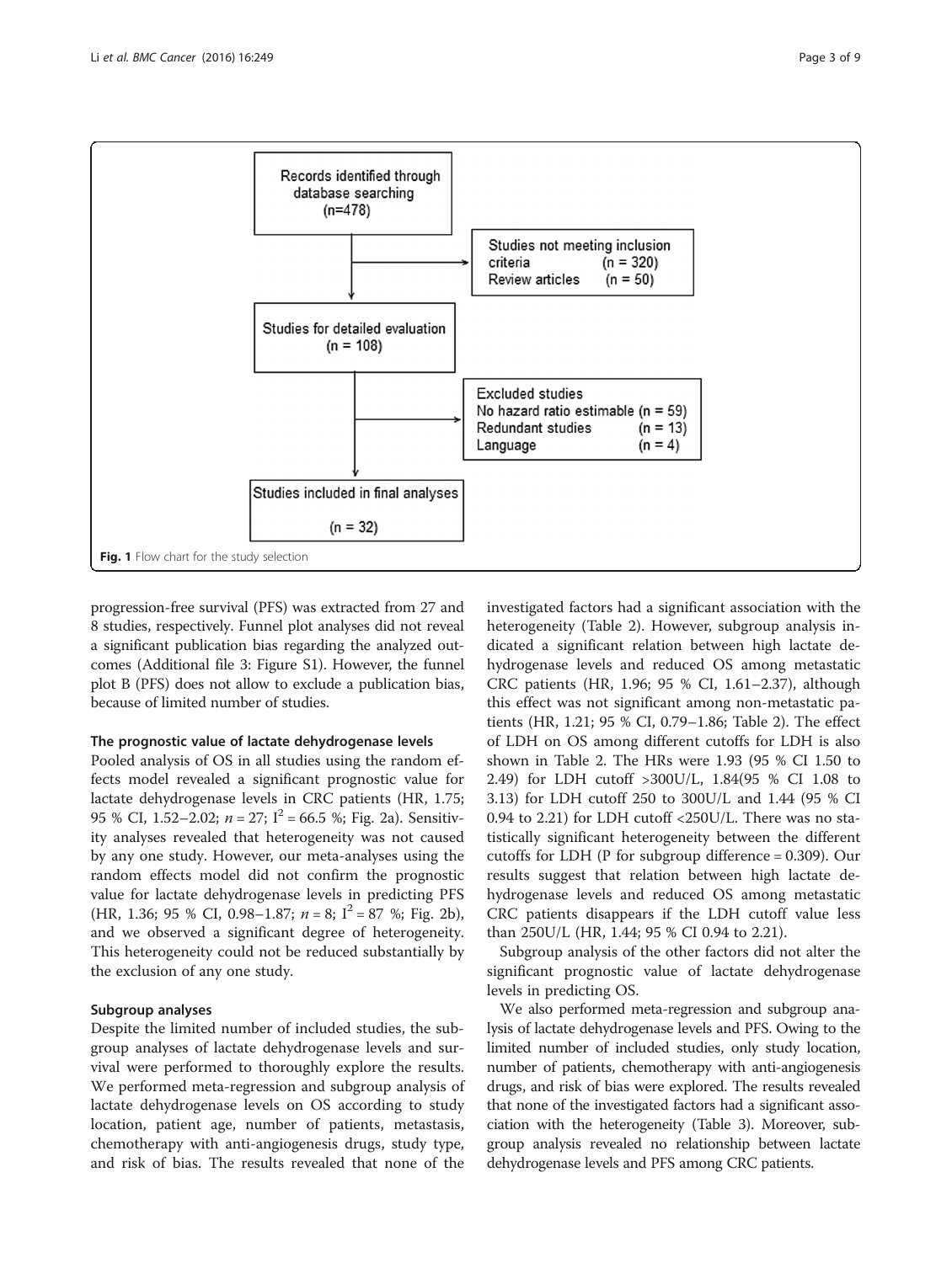Records identified through database searching (n=478)

Studies not meeting inclusion criteria (n = 320)
Review articles (n = 50)

Studies for detailed evaluation (n = 108)

Excluded studies
No hazard ratio estimable (n = 59)
Redundant studies (n = 13)
Language (n = 4)

Studies included in final analyses (n = 32)

**Fig. 1** Flow chart for the study selection

progression-free survival (PFS) was extracted from 27 and 8 studies, respectively. Funnel plot analyses did not reveal a significant publication bias regarding the analyzed outcomes (Additional file 3: Figure S1). However, the funnel plot B (PFS) does not allow to exclude a publication bias, because of limited number of studies.

### The prognostic value of lactate dehydrogenase levels

Pooled analysis of OS in all studies using the random effects model revealed a significant prognostic value for lactate dehydrogenase levels in CRC patients (HR, 1.75; 95 % CI, 1.52–2.02; $n = 27$; $I^2 = 66.5$ %; Fig. 2a). Sensitivity analyses revealed that heterogeneity was not caused by any one study. However, our meta-analyses using the random effects model did not confirm the prognostic value for lactate dehydrogenase levels in predicting PFS (HR, 1.36; 95 % CI, 0.98–1.87; $n = 8$; $I^2 = 87$ %; Fig. 2b), and we observed a significant degree of heterogeneity. This heterogeneity could not be reduced substantially by the exclusion of any one study.

### Subgroup analyses

Despite the limited number of included studies, the subgroup analyses of lactate dehydrogenase levels and survival were performed to thoroughly explore the results. We performed meta-regression and subgroup analysis of lactate dehydrogenase levels on OS according to study location, patient age, number of patients, metastasis, chemotherapy with anti-angiogenesis drugs, study type, and risk of bias. The results revealed that none of the investigated factors had a significant association with the heterogeneity (Table 2). However, subgroup analysis indicated a significant relation between high lactate dehydrogenase levels and reduced OS among metastatic CRC patients (HR, 1.96; 95 % CI, 1.61–2.37), although this effect was not significant among non-metastatic patients (HR, 1.21; 95 % CI, 0.79–1.86; Table 2). The effect of LDH on OS among different cutoffs for LDH is also shown in Table 2. The HRs were 1.93 (95 % CI 1.50 to 2.49) for LDH cutoff >300U/L, 1.84(95 % CI 1.08 to 3.13) for LDH cutoff 250 to 300U/L and 1.44 (95 % CI 0.94 to 2.21) for LDH cutoff <250U/L. There was no statistically significant heterogeneity between the different cutoffs for LDH (P for subgroup difference = 0.309). Our results suggest that relation between high lactate dehydrogenase levels and reduced OS among metastatic CRC patients disappears if the LDH cutoff value less than 250U/L (HR, 1.44; 95 % CI 0.94 to 2.21).

Subgroup analysis of the other factors did not alter the significant prognostic value of lactate dehydrogenase levels in predicting OS.

We also performed meta-regression and subgroup analysis of lactate dehydrogenase levels and PFS. Owing to the limited number of included studies, only study location, number of patients, chemotherapy with anti-angiogenesis drugs, and risk of bias were explored. The results revealed that none of the investigated factors had a significant association with the heterogeneity (Table 3). Moreover, subgroup analysis revealed no relationship between lactate dehydrogenase levels and PFS among CRC patients.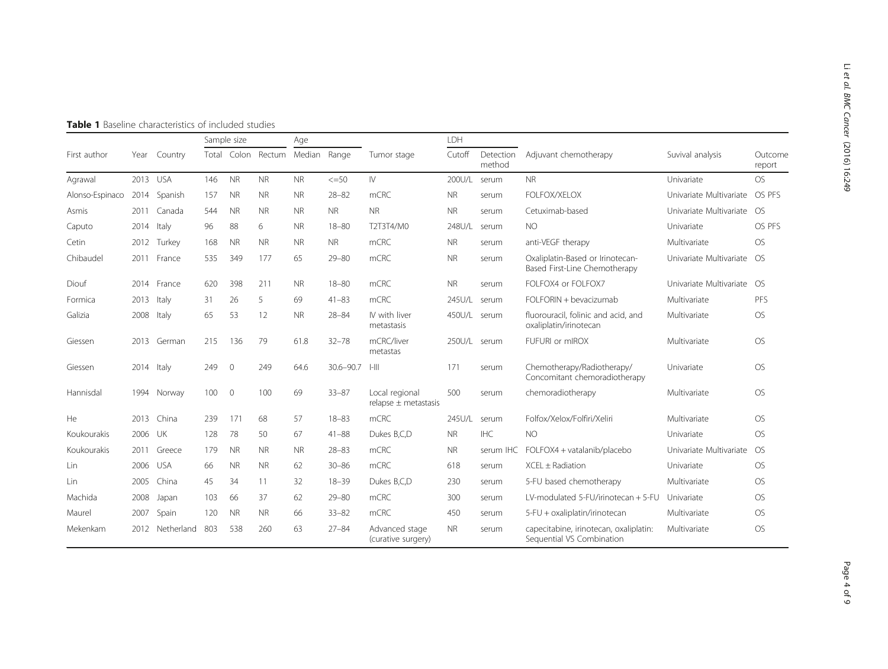**Table 1** Baseline characteristics of included studies

| First author | Year | Country | Sample size | | | Age | | Tumor stage | LDH | | Adjuvant chemotherapy | Suvival analysis | Outcome report |
|---|---|---|---|---|---|---|---|---|---|---|---|---|---|
| | | | Total | Colon | Rectum | Median | Range | | Cutoff | Detection method | | | |
| Agrawal | 2013 | USA | 146 | NR | NR | NR | <=50 | IV | 200U/L | serum | NR | Univariate | OS |
| Alonso-Espinaco | 2014 | Spanish | 157 | NR | NR | NR | 28–82 | mCRC | NR | serum | FOLFOX/XELOX | Univariate Multivariate | OS PFS |
| Asmis | 2011 | Canada | 544 | NR | NR | NR | NR | NR | NR | serum | Cetuximab-based | Univariate Multivariate | OS |
| Caputo | 2014 | Italy | 96 | 88 | 6 | NR | 18–80 | T2T3T4/M0 | 248U/L | serum | NO | Univariate | OS PFS |
| Cetin | 2012 | Turkey | 168 | NR | NR | NR | NR | mCRC | NR | serum | anti-VEGF therapy | Multivariate | OS |
| Chibaudel | 2011 | France | 535 | 349 | 177 | 65 | 29–80 | mCRC | NR | serum | Oxaliplatin-Based or Irinotecan-Based First-Line Chemotherapy | Univariate Multivariate | OS |
| Diouf | 2014 | France | 620 | 398 | 211 | NR | 18–80 | mCRC | NR | serum | FOLFOX4 or FOLFOX7 | Univariate Multivariate | OS |
| Formica | 2013 | Italy | 31 | 26 | 5 | 69 | 41–83 | mCRC | 245U/L | serum | FOLFORIN + bevacizumab | Multivariate | PFS |
| Galizia | 2008 | Italy | 65 | 53 | 12 | NR | 28–84 | IV with liver metastasis | 450U/L | serum | fluorouracil, folinic and acid, and oxaliplatin/irinotecan | Multivariate | OS |
| Giessen | 2013 | German | 215 | 136 | 79 | 61.8 | 32–78 | mCRC/liver metastas | 250U/L | serum | FUFURI or mIROX | Multivariate | OS |
| Giessen | 2014 | Italy | 249 | 0 | 249 | 64.6 | 30.6–90.7 | I-III | 171 | serum | Chemotherapy/Radiotherapy/ Concomitant chemoradiotherapy | Univariate | OS |
| Hannisdal | 1994 | Norway | 100 | 0 | 100 | 69 | 33–87 | Local regional relapse ± metastasis | 500 | serum | chemoradiotherapy | Multivariate | OS |
| He | 2013 | China | 239 | 171 | 68 | 57 | 18–83 | mCRC | 245U/L | serum | Folfox/Xelox/Folfiri/Xeliri | Multivariate | OS |
| Koukourakis | 2006 | UK | 128 | 78 | 50 | 67 | 41–88 | Dukes B,C,D | NR | IHC | NO | Univariate | OS |
| Koukourakis | 2011 | Greece | 179 | NR | NR | NR | 28–83 | mCRC | NR | serum IHC | FOLFOX4 + vatalanib/placebo | Univariate Multivariate | OS |
| Lin | 2006 | USA | 66 | NR | NR | 62 | 30–86 | mCRC | 618 | serum | XCEL ± Radiation | Univariate | OS |
| Lin | 2005 | China | 45 | 34 | 11 | 32 | 18–39 | Dukes B,C,D | 230 | serum | 5-FU based chemotherapy | Multivariate | OS |
| Machida | 2008 | Japan | 103 | 66 | 37 | 62 | 29–80 | mCRC | 300 | serum | LV-modulated 5-FU/irinotecan + 5-FU | Univariate | OS |
| Maurel | 2007 | Spain | 120 | NR | NR | 66 | 33–82 | mCRC | 450 | serum | 5-FU + oxaliplatin/irinotecan | Multivariate | OS |
| Mekenkam | 2012 | Netherland | 803 | 538 | 260 | 63 | 27–84 | Advanced stage (curative surgery) | NR | serum | capecitabine, irinotecan, oxaliplatin: Sequential VS Combination | Multivariate | OS |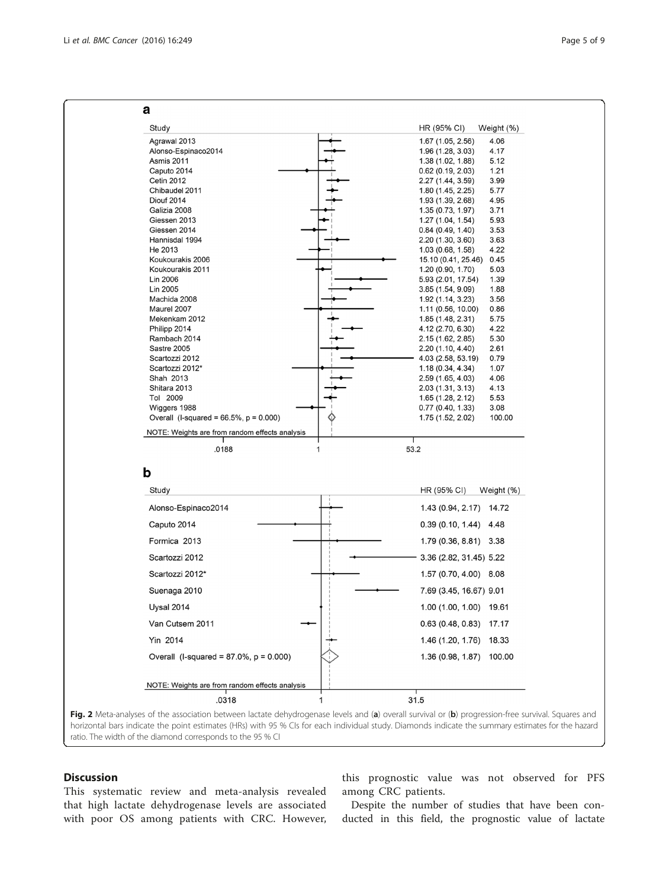**a**

| Study | HR (95% CI) | Weight (%) |
|---|---|---|
| Agrawal 2013 | 1.67 (1.05, 2.56) | 4.06 |
| Alonso-Espinaco2014 | 1.96 (1.28, 3.03) | 4.17 |
| Asmis 2011 | 1.38 (1.02, 1.88) | 5.12 |
| Caputo 2014 | 0.62 (0.19, 2.03) | 1.21 |
| Cetin 2012 | 2.27 (1.44, 3.59) | 3.99 |
| Chibaudel 2011 | 1.80 (1.45, 2.25) | 5.77 |
| Diouf 2014 | 1.93 (1.39, 2.68) | 4.95 |
| Galizia 2008 | 1.35 (0.73, 1.97) | 3.71 |
| Giessen 2013 | 1.27 (1.04, 1.54) | 5.93 |
| Giessen 2014 | 0.84 (0.49, 1.40) | 3.53 |
| Hannisdal 1994 | 2.20 (1.30, 3.60) | 3.63 |
| He 2013 | 1.03 (0.68, 1.58) | 4.22 |
| Koukourakis 2006 | 15.10 (0.41, 25.46) | 0.45 |
| Koukourakis 2011 | 1.20 (0.90, 1.70) | 5.03 |
| Lin 2006 | 5.93 (2.01, 17.54) | 1.39 |
| Lin 2005 | 3.85 (1.54, 9.09) | 1.88 |
| Machida 2008 | 1.92 (1.14, 3.23) | 3.56 |
| Maurel 2007 | 1.11 (0.56, 10.00) | 0.86 |
| Mekenkam 2012 | 1.85 (1.48, 2.31) | 5.75 |
| Philipp 2014 | 4.12 (2.70, 6.30) | 4.22 |
| Rambach 2014 | 2.15 (1.62, 2.85) | 5.30 |
| Sastre 2005 | 2.20 (1.10, 4.40) | 2.61 |
| Scartozzi 2012 | 4.03 (2.58, 53.19) | 0.79 |
| Scartozzi 2012* | 1.18 (0.34, 4.34) | 1.07 |
| Shah 2013 | 2.59 (1.65, 4.03) | 4.06 |
| Shitara 2013 | 2.03 (1.31, 3.13) | 4.13 |
| Tol 2009 | 1.65 (1.28, 2.12) | 5.53 |
| Wiggers 1988 | 0.77 (0.40, 1.33) | 3.08 |
| Overall (I-squared = 66.5%, p = 0.000) | 1.75 (1.52, 2.02) | 100.00 |

NOTE: Weights are from random effects analysis

**b**

| Study | HR (95% CI) | Weight (%) |
|---|---|---|
| Alonso-Espinaco2014 | 1.43 (0.94, 2.17) | 14.72 |
| Caputo 2014 | 0.39 (0.10, 1.44) | 4.48 |
| Formica 2013 | 1.79 (0.36, 8.81) | 3.38 |
| Scartozzi 2012 | 3.36 (2.82, 31.45) | 5.22 |
| Scartozzi 2012* | 1.57 (0.70, 4.00) | 8.08 |
| Suenaga 2010 | 7.69 (3.45, 16.67) | 9.01 |
| Uysal 2014 | 1.00 (1.00, 1.00) | 19.61 |
| Van Cutsem 2011 | 0.63 (0.48, 0.83) | 17.17 |
| Yin 2014 | 1.46 (1.20, 1.76) | 18.33 |
| Overall (I-squared = 87.0%, p = 0.000) | 1.36 (0.98, 1.87) | 100.00 |

NOTE: Weights are from random effects analysis

**Fig. 2** Meta-analyses of the association between lactate dehydrogenase levels and (**a**) overall survival or (**b**) progression-free survival. Squares and horizontal bars indicate the point estimates (HRs) with 95 % CIs for each individual study. Diamonds indicate the summary estimates for the hazard ratio. The width of the diamond corresponds to the 95 % CI

## Discussion

This systematic review and meta-analysis revealed that high lactate dehydrogenase levels are associated with poor OS among patients with CRC. However, this prognostic value was not observed for PFS among CRC patients.

Despite the number of studies that have been conducted in this field, the prognostic value of lactate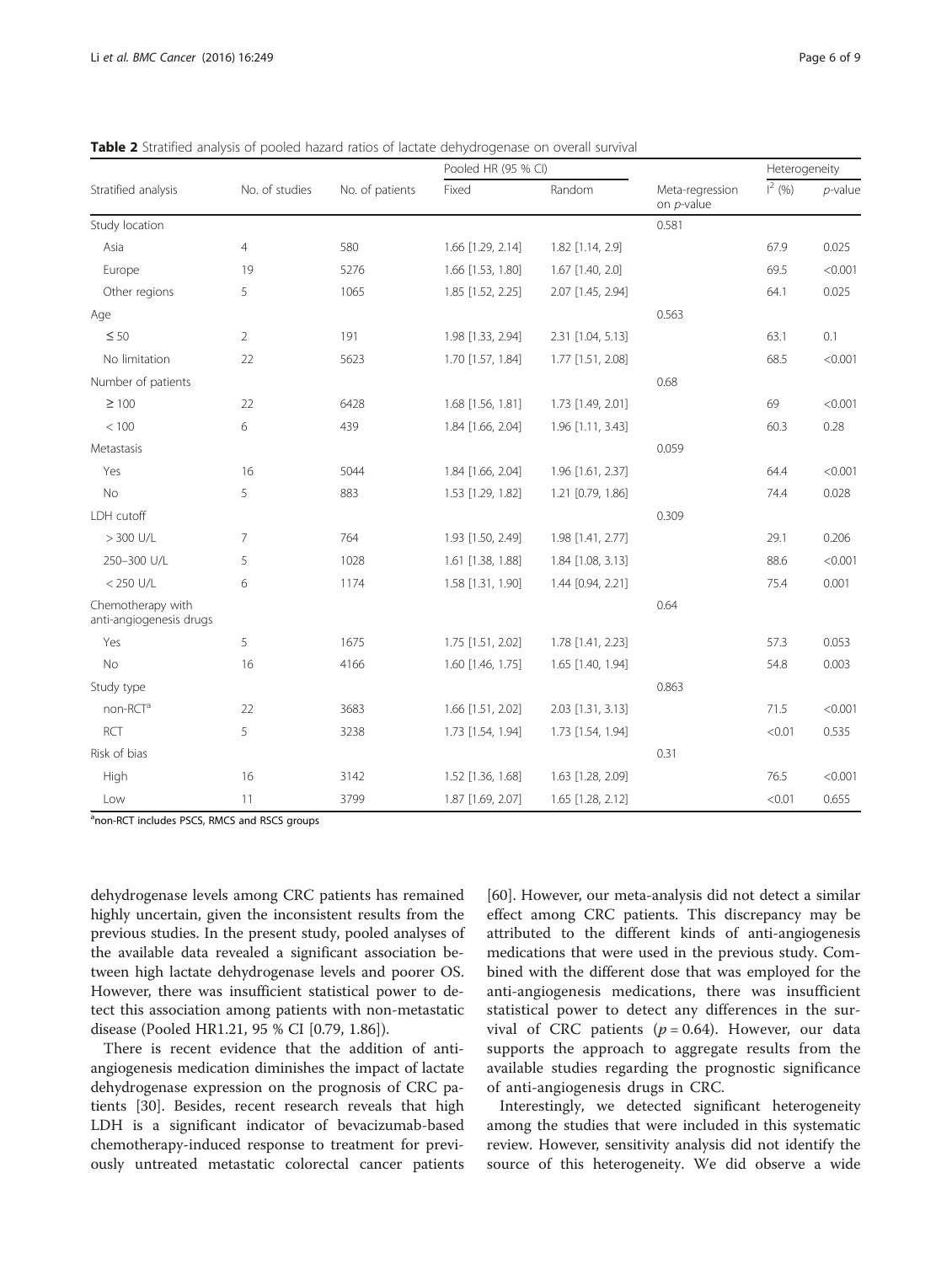**Table 2** Stratified analysis of pooled hazard ratios of lactate dehydrogenase on overall survival

| Stratified analysis | No. of studies | No. of patients | Pooled HR (95 % CI) | | Meta-regression on *p*-value | Heterogeneity | |
|---|---|---|---|---|---|---|---|
| | | | Fixed | Random | | $I^2$ (%) | *p*-value |
| Study location | | | | | 0.581 | | |
| Asia | 4 | 580 | 1.66 [1.29, 2.14] | 1.82 [1.14, 2.9] | | 67.9 | 0.025 |
| Europe | 19 | 5276 | 1.66 [1.53, 1.80] | 1.67 [1.40, 2.0] | | 69.5 | <0.001 |
| Other regions | 5 | 1065 | 1.85 [1.52, 2.25] | 2.07 [1.45, 2.94] | | 64.1 | 0.025 |
| Age | | | | | 0.563 | | |
| ≤ 50 | 2 | 191 | 1.98 [1.33, 2.94] | 2.31 [1.04, 5.13] | | 63.1 | 0.1 |
| No limitation | 22 | 5623 | 1.70 [1.57, 1.84] | 1.77 [1.51, 2.08] | | 68.5 | <0.001 |
| Number of patients | | | | | 0.68 | | |
| ≥ 100 | 22 | 6428 | 1.68 [1.56, 1.81] | 1.73 [1.49, 2.01] | | 69 | <0.001 |
| < 100 | 6 | 439 | 1.84 [1.66, 2.04] | 1.96 [1.11, 3.43] | | 60.3 | 0.28 |
| Metastasis | | | | | 0.059 | | |
| Yes | 16 | 5044 | 1.84 [1.66, 2.04] | 1.96 [1.61, 2.37] | | 64.4 | <0.001 |
| No | 5 | 883 | 1.53 [1.29, 1.82] | 1.21 [0.79, 1.86] | | 74.4 | 0.028 |
| LDH cutoff | | | | | 0.309 | | |
| > 300 U/L | 7 | 764 | 1.93 [1.50, 2.49] | 1.98 [1.41, 2.77] | | 29.1 | 0.206 |
| 250–300 U/L | 5 | 1028 | 1.61 [1.38, 1.88] | 1.84 [1.08, 3.13] | | 88.6 | <0.001 |
| < 250 U/L | 6 | 1174 | 1.58 [1.31, 1.90] | 1.44 [0.94, 2.21] | | 75.4 | 0.001 |
| Chemotherapy with anti-angiogenesis drugs | | | | | 0.64 | | |
| Yes | 5 | 1675 | 1.75 [1.51, 2.02] | 1.78 [1.41, 2.23] | | 57.3 | 0.053 |
| No | 16 | 4166 | 1.60 [1.46, 1.75] | 1.65 [1.40, 1.94] | | 54.8 | 0.003 |
| Study type | | | | | 0.863 | | |
| non-RCT[a] | 22 | 3683 | 1.66 [1.51, 2.02] | 2.03 [1.31, 3.13] | | 71.5 | <0.001 |
| RCT | 5 | 3238 | 1.73 [1.54, 1.94] | 1.73 [1.54, 1.94] | | <0.01 | 0.535 |
| Risk of bias | | | | | 0.31 | | |
| High | 16 | 3142 | 1.52 [1.36, 1.68] | 1.63 [1.28, 2.09] | | 76.5 | <0.001 |
| Low | 11 | 3799 | 1.87 [1.69, 2.07] | 1.65 [1.28, 2.12] | | <0.01 | 0.655 |

[a]non-RCT includes PSCS, RMCS and RSCS groups

dehydrogenase levels among CRC patients has remained highly uncertain, given the inconsistent results from the previous studies. In the present study, pooled analyses of the available data revealed a significant association between high lactate dehydrogenase levels and poorer OS. However, there was insufficient statistical power to detect this association among patients with non-metastatic disease (Pooled HR1.21, 95 % CI [0.79, 1.86]).

There is recent evidence that the addition of anti-angiogenesis medication diminishes the impact of lactate dehydrogenase expression on the prognosis of CRC patients [30]. Besides, recent research reveals that high LDH is a significant indicator of bevacizumab-based chemotherapy-induced response to treatment for previously untreated metastatic colorectal cancer patients [60]. However, our meta-analysis did not detect a similar effect among CRC patients. This discrepancy may be attributed to the different kinds of anti-angiogenesis medications that were used in the previous study. Combined with the different dose that was employed for the anti-angiogenesis medications, there was insufficient statistical power to detect any differences in the survival of CRC patients ($p = 0.64$). However, our data supports the approach to aggregate results from the available studies regarding the prognostic significance of anti-angiogenesis drugs in CRC.

Interestingly, we detected significant heterogeneity among the studies that were included in this systematic review. However, sensitivity analysis did not identify the source of this heterogeneity. We did observe a wide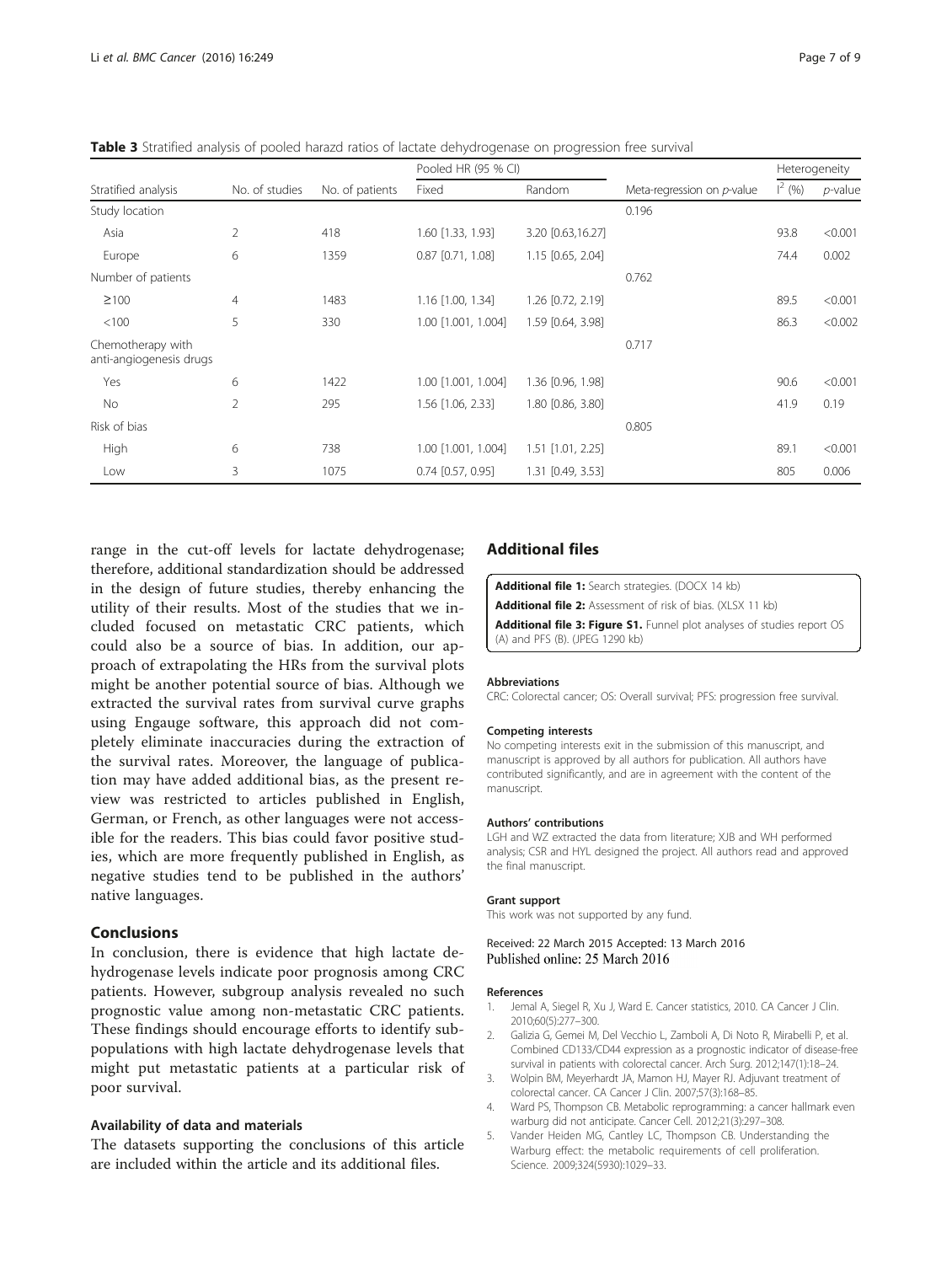**Table 3** Stratified analysis of pooled harazd ratios of lactate dehydrogenase on progression free survival

| Stratified analysis | No. of studies | No. of patients | Pooled HR (95 % CI) | | Meta-regression on *p*-value | Heterogeneity | |
|---|---|---|---|---|---|---|---|
| | | | Fixed | Random | | $I^2$ (%) | *p*-value |
| Study location | | | | | 0.196 | | |
| Asia | 2 | 418 | 1.60 [1.33, 1.93] | 3.20 [0.63,16.27] | | 93.8 | <0.001 |
| Europe | 6 | 1359 | 0.87 [0.71, 1.08] | 1.15 [0.65, 2.04] | | 74.4 | 0.002 |
| Number of patients | | | | | 0.762 | | |
| ≥100 | 4 | 1483 | 1.16 [1.00, 1.34] | 1.26 [0.72, 2.19] | | 89.5 | <0.001 |
| <100 | 5 | 330 | 1.00 [1.001, 1.004] | 1.59 [0.64, 3.98] | | 86.3 | <0.002 |
| Chemotherapy with anti-angiogenesis drugs | | | | | 0.717 | | |
| Yes | 6 | 1422 | 1.00 [1.001, 1.004] | 1.36 [0.96, 1.98] | | 90.6 | <0.001 |
| No | 2 | 295 | 1.56 [1.06, 2.33] | 1.80 [0.86, 3.80] | | 41.9 | 0.19 |
| Risk of bias | | | | | 0.805 | | |
| High | 6 | 738 | 1.00 [1.001, 1.004] | 1.51 [1.01, 2.25] | | 89.1 | <0.001 |
| Low | 3 | 1075 | 0.74 [0.57, 0.95] | 1.31 [0.49, 3.53] | | 805 | 0.006 |

range in the cut-off levels for lactate dehydrogenase; therefore, additional standardization should be addressed in the design of future studies, thereby enhancing the utility of their results. Most of the studies that we included focused on metastatic CRC patients, which could also be a source of bias. In addition, our approach of extrapolating the HRs from the survival plots might be another potential source of bias. Although we extracted the survival rates from survival curve graphs using Engauge software, this approach did not completely eliminate inaccuracies during the extraction of the survival rates. Moreover, the language of publication may have added additional bias, as the present review was restricted to articles published in English, German, or French, as other languages were not accessible for the readers. This bias could favor positive studies, which are more frequently published in English, as negative studies tend to be published in the authors' native languages.

## Conclusions

In conclusion, there is evidence that high lactate dehydrogenase levels indicate poor prognosis among CRC patients. However, subgroup analysis revealed no such prognostic value among non-metastatic CRC patients. These findings should encourage efforts to identify subpopulations with high lactate dehydrogenase levels that might put metastatic patients at a particular risk of poor survival.

### Availability of data and materials

The datasets supporting the conclusions of this article are included within the article and its additional files.

## Additional files

**Additional file 1:** Search strategies. (DOCX 14 kb)

**Additional file 2:** Assessment of risk of bias. (XLSX 11 kb)

**Additional file 3: Figure S1.** Funnel plot analyses of studies report OS (A) and PFS (B). (JPEG 1290 kb)

#### Abbreviations

CRC: Colorectal cancer; OS: Overall survival; PFS: progression free survival.

#### Competing interests

No competing interests exit in the submission of this manuscript, and manuscript is approved by all authors for publication. All authors have contributed significantly, and are in agreement with the content of the manuscript.

#### Authors' contributions

LGH and WZ extracted the data from literature; XJB and WH performed analysis; CSR and HYL designed the project. All authors read and approved the final manuscript.

#### Grant support

This work was not supported by any fund.

Received: 22 March 2015 Accepted: 13 March 2016
Published online: 25 March 2016

#### References

1. Jemal A, Siegel R, Xu J, Ward E. Cancer statistics, 2010. CA Cancer J Clin. 2010;60(5):277–300.
2. Galizia G, Gemei M, Del Vecchio L, Zamboli A, Di Noto R, Mirabelli P, et al. Combined CD133/CD44 expression as a prognostic indicator of disease-free survival in patients with colorectal cancer. Arch Surg. 2012;147(1):18–24.
3. Wolpin BM, Meyerhardt JA, Mamon HJ, Mayer RJ. Adjuvant treatment of colorectal cancer. CA Cancer J Clin. 2007;57(3):168–85.
4. Ward PS, Thompson CB. Metabolic reprogramming: a cancer hallmark even warburg did not anticipate. Cancer Cell. 2012;21(3):297–308.
5. Vander Heiden MG, Cantley LC, Thompson CB. Understanding the Warburg effect: the metabolic requirements of cell proliferation. Science. 2009;324(5930):1029–33.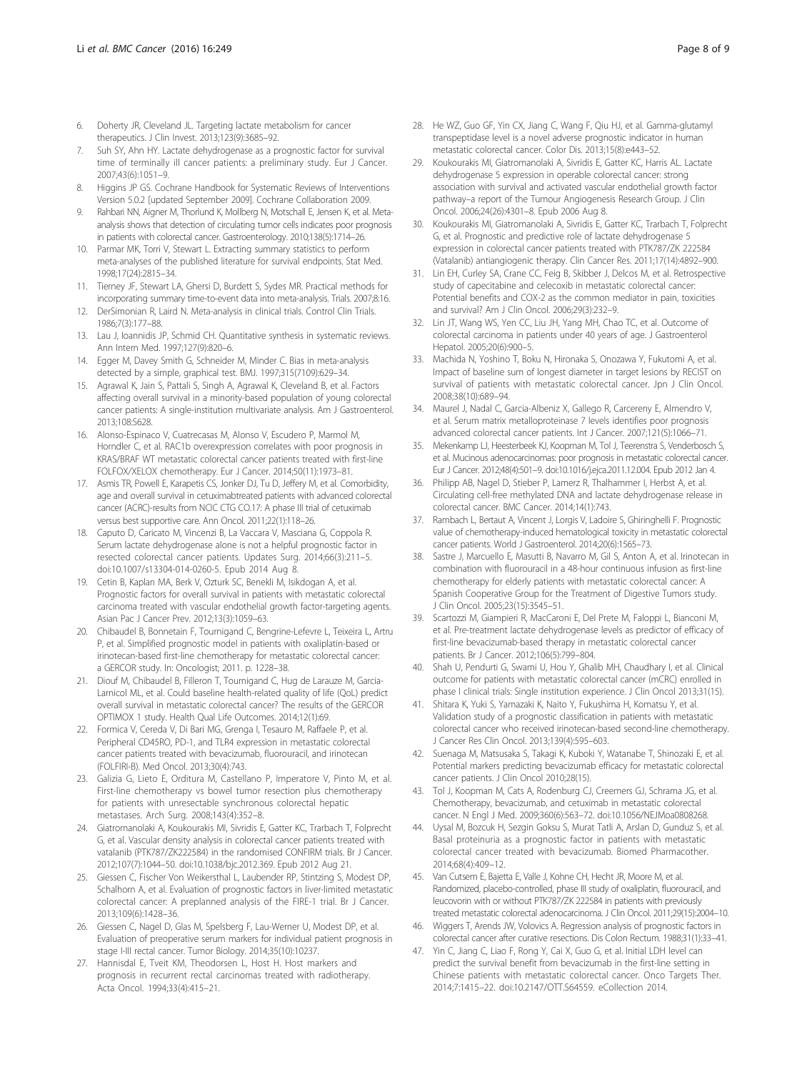6. Doherty JR, Cleveland JL. Targeting lactate metabolism for cancer therapeutics. J Clin Invest. 2013;123(9):3685–92.
7. Suh SY, Ahn HY. Lactate dehydrogenase as a prognostic factor for survival time of terminally ill cancer patients: a preliminary study. Eur J Cancer. 2007;43(6):1051–9.
8. Higgins JP GS. Cochrane Handbook for Systematic Reviews of Interventions Version 5.0.2 [updated September 2009]. Cochrane Collaboration 2009.
9. Rahbari NN, Aigner M, Thorlund K, Mollberg N, Motschall E, Jensen K, et al. Meta-analysis shows that detection of circulating tumor cells indicates poor prognosis in patients with colorectal cancer. Gastroenterology. 2010;138(5):1714–26.
10. Parmar MK, Torri V, Stewart L. Extracting summary statistics to perform meta-analyses of the published literature for survival endpoints. Stat Med. 1998;17(24):2815–34.
11. Tierney JF, Stewart LA, Ghersi D, Burdett S, Sydes MR. Practical methods for incorporating summary time-to-event data into meta-analysis. Trials. 2007;8:16.
12. DerSimonian R, Laird N. Meta-analysis in clinical trials. Control Clin Trials. 1986;7(3):177–88.
13. Lau J, Ioannidis JP, Schmid CH. Quantitative synthesis in systematic reviews. Ann Intern Med. 1997;127(9):820–6.
14. Egger M, Davey Smith G, Schneider M, Minder C. Bias in meta-analysis detected by a simple, graphical test. BMJ. 1997;315(7109):629–34.
15. Agrawal K, Jain S, Pattali S, Singh A, Agrawal K, Cleveland B, et al. Factors affecting overall survival in a minority-based population of young colorectal cancer patients: A single-institution multivariate analysis. Am J Gastroenterol. 2013;108:S628.
16. Alonso-Espinaco V, Cuatrecasas M, Alonso V, Escudero P, Marmol M, Horndler C, et al. RAC1b overexpression correlates with poor prognosis in KRAS/BRAF WT metastatic colorectal cancer patients treated with first-line FOLFOX/XELOX chemotherapy. Eur J Cancer. 2014;50(11):1973–81.
17. Asmis TR, Powell E, Karapetis CS, Jonker DJ, Tu D, Jeffery M, et al. Comorbidity, age and overall survival in cetuximabtreated patients with advanced colorectal cancer (ACRC)-results from NCIC CTG CO.17: A phase III trial of cetuximab versus best supportive care. Ann Oncol. 2011;22(1):118–26.
18. Caputo D, Caricato M, Vincenzi B, La Vaccara V, Masciana G, Coppola R. Serum lactate dehydrogenase alone is not a helpful prognostic factor in resected colorectal cancer patients. Updates Surg. 2014;66(3):211–5. doi:10.1007/s13304-014-0260-5. Epub 2014 Aug 8.
19. Cetin B, Kaplan MA, Berk V, Ozturk SC, Benekli M, Isikdogan A, et al. Prognostic factors for overall survival in patients with metastatic colorectal carcinoma treated with vascular endothelial growth factor-targeting agents. Asian Pac J Cancer Prev. 2012;13(3):1059–63.
20. Chibaudel B, Bonnetain F, Tournigand C, Bengrine-Lefevre L, Teixeira L, Artru P, et al. Simplified prognostic model in patients with oxaliplatin-based or irinotecan-based first-line chemotherapy for metastatic colorectal cancer: a GERCOR study. In: Oncologist; 2011. p. 1228–38.
21. Diouf M, Chibaudel B, Filleron T, Tournigand C, Hug de Larauze M, Garcia-Larnicol ML, et al. Could baseline health-related quality of life (QoL) predict overall survival in metastatic colorectal cancer? The results of the GERCOR OPTIMOX 1 study. Health Qual Life Outcomes. 2014;12(1):69.
22. Formica V, Cereda V, Di Bari MG, Grenga I, Tesauro M, Raffaele P, et al. Peripheral CD45RO, PD-1, and TLR4 expression in metastatic colorectal cancer patients treated with bevacizumab, fluorouracil, and irinotecan (FOLFIRI-B). Med Oncol. 2013;30(4):743.
23. Galizia G, Lieto E, Orditura M, Castellano P, Imperatore V, Pinto M, et al. First-line chemotherapy vs bowel tumor resection plus chemotherapy for patients with unresectable synchronous colorectal hepatic metastases. Arch Surg. 2008;143(4):352–8.
24. Giatromanolaki A, Koukourakis MI, Sivridis E, Gatter KC, Trarbach T, Folprecht G, et al. Vascular density analysis in colorectal cancer patients treated with vatalanib (PTK787/ZK222584) in the randomised CONFIRM trials. Br J Cancer. 2012;107(7):1044–50. doi:10.1038/bjc.2012.369. Epub 2012 Aug 21.
25. Giessen C, Fischer Von Weikersthal L, Laubender RP, Stintzing S, Modest DP, Schalhorn A, et al. Evaluation of prognostic factors in liver-limited metastatic colorectal cancer: A preplanned analysis of the FIRE-1 trial. Br J Cancer. 2013;109(6):1428–36.
26. Giessen C, Nagel D, Glas M, Spelsberg F, Lau-Werner U, Modest DP, et al. Evaluation of preoperative serum markers for individual patient prognosis in stage I-III rectal cancer. Tumor Biology. 2014;35(10):10237.
27. Hannisdal E, Tveit KM, Theodorsen L, Host H. Host markers and prognosis in recurrent rectal carcinomas treated with radiotherapy. Acta Oncol. 1994;33(4):415–21.
28. He WZ, Guo GF, Yin CX, Jiang C, Wang F, Qiu HJ, et al. Gamma-glutamyl transpeptidase level is a novel adverse prognostic indicator in human metastatic colorectal cancer. Color Dis. 2013;15(8):e443–52.
29. Koukourakis MI, Giatromanolaki A, Sivridis E, Gatter KC, Harris AL. Lactate dehydrogenase 5 expression in operable colorectal cancer: strong association with survival and activated vascular endothelial growth factor pathway–a report of the Tumour Angiogenesis Research Group. J Clin Oncol. 2006;24(26):4301–8. Epub 2006 Aug 8.
30. Koukourakis MI, Giatromanolaki A, Sivridis E, Gatter KC, Trarbach T, Folprecht G, et al. Prognostic and predictive role of lactate dehydrogenase 5 expression in colorectal cancer patients treated with PTK787/ZK 222584 (Vatalanib) antiangiogenic therapy. Clin Cancer Res. 2011;17(14):4892–900.
31. Lin EH, Curley SA, Crane CC, Feig B, Skibber J, Delcos M, et al. Retrospective study of capecitabine and celecoxib in metastatic colorectal cancer: Potential benefits and COX-2 as the common mediator in pain, toxicities and survival? Am J Clin Oncol. 2006;29(3):232–9.
32. Lin JT, Wang WS, Yen CC, Liu JH, Yang MH, Chao TC, et al. Outcome of colorectal carcinoma in patients under 40 years of age. J Gastroenterol Hepatol. 2005;20(6):900–5.
33. Machida N, Yoshino T, Boku N, Hironaka S, Onozawa Y, Fukutomi A, et al. Impact of baseline sum of longest diameter in target lesions by RECIST on survival of patients with metastatic colorectal cancer. Jpn J Clin Oncol. 2008;38(10):689–94.
34. Maurel J, Nadal C, Garcia-Albeniz X, Gallego R, Carcereny E, Almendro V, et al. Serum matrix metalloproteinase 7 levels identifies poor prognosis advanced colorectal cancer patients. Int J Cancer. 2007;121(5):1066–71.
35. Mekenkamp LJ, Heesterbeek KJ, Koopman M, Tol J, Teerenstra S, Venderbosch S, et al. Mucinous adenocarcinomas: poor prognosis in metastatic colorectal cancer. Eur J Cancer. 2012;48(4):501–9. doi:10.1016/j.ejca.2011.12.004. Epub 2012 Jan 4.
36. Philipp AB, Nagel D, Stieber P, Lamerz R, Thalhammer I, Herbst A, et al. Circulating cell-free methylated DNA and lactate dehydrogenase release in colorectal cancer. BMC Cancer. 2014;14(1):743.
37. Rambach L, Bertaut A, Vincent J, Lorgis V, Ladoire S, Ghiringhelli F. Prognostic value of chemotherapy-induced hematological toxicity in metastatic colorectal cancer patients. World J Gastroenterol. 2014;20(6):1565–73.
38. Sastre J, Marcuello E, Masutti B, Navarro M, Gil S, Anton A, et al. Irinotecan in combination with fluorouracil in a 48-hour continuous infusion as first-line chemotherapy for elderly patients with metastatic colorectal cancer: A Spanish Cooperative Group for the Treatment of Digestive Tumors study. J Clin Oncol. 2005;23(15):3545–51.
39. Scartozzi M, Giampieri R, MacCaroni E, Del Prete M, Faloppi L, Bianconi M, et al. Pre-treatment lactate dehydrogenase levels as predictor of efficacy of first-line bevacizumab-based therapy in metastatic colorectal cancer patients. Br J Cancer. 2012;106(5):799–804.
40. Shah U, Pendurti G, Swami U, Hou Y, Ghalib MH, Chaudhary I, et al. Clinical outcome for patients with metastatic colorectal cancer (mCRC) enrolled in phase I clinical trials: Single institution experience. J Clin Oncol 2013;31(15).
41. Shitara K, Yuki S, Yamazaki K, Naito Y, Fukushima H, Komatsu Y, et al. Validation study of a prognostic classification in patients with metastatic colorectal cancer who received irinotecan-based second-line chemotherapy. J Cancer Res Clin Oncol. 2013;139(4):595–603.
42. Suenaga M, Matsusaka S, Takagi K, Kuboki Y, Watanabe T, Shinozaki E, et al. Potential markers predicting bevacizumab efficacy for metastatic colorectal cancer patients. J Clin Oncol 2010;28(15).
43. Tol J, Koopman M, Cats A, Rodenburg CJ, Creemers GJ, Schrama JG, et al. Chemotherapy, bevacizumab, and cetuximab in metastatic colorectal cancer. N Engl J Med. 2009;360(6):563–72. doi:10.1056/NEJMoa0808268.
44. Uysal M, Bozcuk H, Sezgin Goksu S, Murat Tatli A, Arslan D, Gunduz S, et al. Basal proteinuria as a prognostic factor in patients with metastatic colorectal cancer treated with bevacizumab. Biomed Pharmacother. 2014;68(4):409–12.
45. Van Cutsem E, Bajetta E, Valle J, Kohne CH, Hecht JR, Moore M, et al. Randomized, placebo-controlled, phase III study of oxaliplatin, fluorouracil, and leucovorin with or without PTK787/ZK 222584 in patients with previously treated metastatic colorectal adenocarcinoma. J Clin Oncol. 2011;29(15):2004–10.
46. Wiggers T, Arends JW, Volovics A. Regression analysis of prognostic factors in colorectal cancer after curative resections. Dis Colon Rectum. 1988;31(1):33–41.
47. Yin C, Jiang C, Liao F, Rong Y, Cai X, Guo G, et al. Initial LDH level can predict the survival benefit from bevacizumab in the first-line setting in Chinese patients with metastatic colorectal cancer. Onco Targets Ther. 2014;7:1415–22. doi:10.2147/OTT.S64559. eCollection 2014.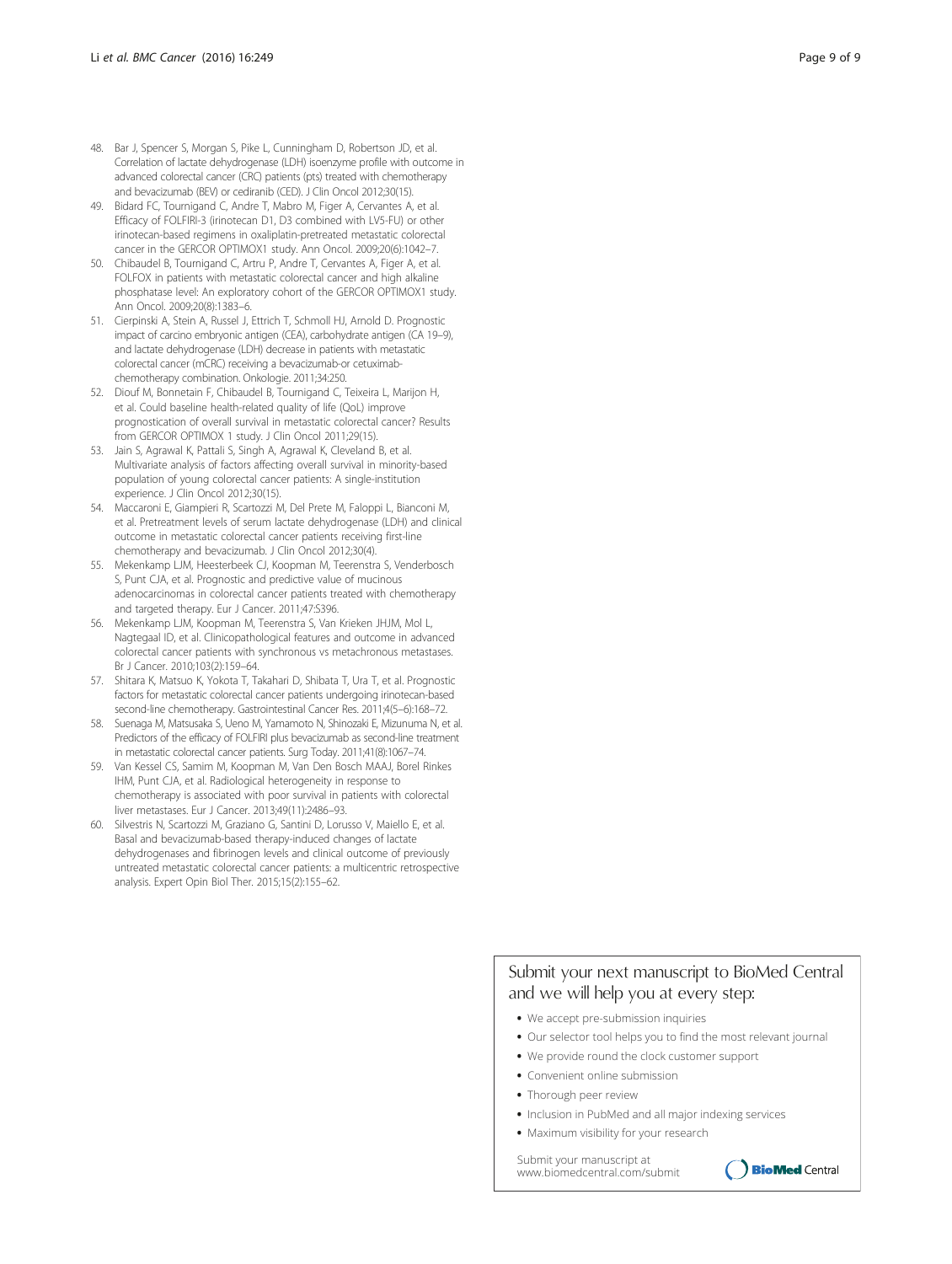48. Bar J, Spencer S, Morgan S, Pike L, Cunningham D, Robertson JD, et al. Correlation of lactate dehydrogenase (LDH) isoenzyme profile with outcome in advanced colorectal cancer (CRC) patients (pts) treated with chemotherapy and bevacizumab (BEV) or cediranib (CED). J Clin Oncol 2012;30(15).
49. Bidard FC, Tournigand C, Andre T, Mabro M, Figer A, Cervantes A, et al. Efficacy of FOLFIRI-3 (irinotecan D1, D3 combined with LV5-FU) or other irinotecan-based regimens in oxaliplatin-pretreated metastatic colorectal cancer in the GERCOR OPTIMOX1 study. Ann Oncol. 2009;20(6):1042–7.
50. Chibaudel B, Tournigand C, Artru P, Andre T, Cervantes A, Figer A, et al. FOLFOX in patients with metastatic colorectal cancer and high alkaline phosphatase level: An exploratory cohort of the GERCOR OPTIMOX1 study. Ann Oncol. 2009;20(8):1383–6.
51. Cierpinski A, Stein A, Russel J, Ettrich T, Schmoll HJ, Arnold D. Prognostic impact of carcino embryonic antigen (CEA), carbohydrate antigen (CA 19–9), and lactate dehydrogenase (LDH) decrease in patients with metastatic colorectal cancer (mCRC) receiving a bevacizumab-or cetuximab-chemotherapy combination. Onkologie. 2011;34:250.
52. Diouf M, Bonnetain F, Chibaudel B, Tournigand C, Teixeira L, Marijon H, et al. Could baseline health-related quality of life (QoL) improve prognostication of overall survival in metastatic colorectal cancer? Results from GERCOR OPTIMOX 1 study. J Clin Oncol 2011;29(15).
53. Jain S, Agrawal K, Pattali S, Singh A, Agrawal K, Cleveland B, et al. Multivariate analysis of factors affecting overall survival in minority-based population of young colorectal cancer patients: A single-institution experience. J Clin Oncol 2012;30(15).
54. Maccaroni E, Giampieri R, Scartozzi M, Del Prete M, Faloppi L, Bianconi M, et al. Pretreatment levels of serum lactate dehydrogenase (LDH) and clinical outcome in metastatic colorectal cancer patients receiving first-line chemotherapy and bevacizumab. J Clin Oncol 2012;30(4).
55. Mekenkamp LJM, Heesterbeek CJ, Koopman M, Teerenstra S, Venderbosch S, Punt CJA, et al. Prognostic and predictive value of mucinous adenocarcinomas in colorectal cancer patients treated with chemotherapy and targeted therapy. Eur J Cancer. 2011;47:S396.
56. Mekenkamp LJM, Koopman M, Teerenstra S, Van Krieken JHJM, Mol L, Nagtegaal ID, et al. Clinicopathological features and outcome in advanced colorectal cancer patients with synchronous vs metachronous metastases. Br J Cancer. 2010;103(2):159–64.
57. Shitara K, Matsuo K, Yokota T, Takahari D, Shibata T, Ura T, et al. Prognostic factors for metastatic colorectal cancer patients undergoing irinotecan-based second-line chemotherapy. Gastrointestinal Cancer Res. 2011;4(5–6):168–72.
58. Suenaga M, Matsusaka S, Ueno M, Yamamoto N, Shinozaki E, Mizunuma N, et al. Predictors of the efficacy of FOLFIRI plus bevacizumab as second-line treatment in metastatic colorectal cancer patients. Surg Today. 2011;41(8):1067–74.
59. Van Kessel CS, Samim M, Koopman M, Van Den Bosch MAAJ, Borel Rinkes IHM, Punt CJA, et al. Radiological heterogeneity in response to chemotherapy is associated with poor survival in patients with colorectal liver metastases. Eur J Cancer. 2013;49(11):2486–93.
60. Silvestris N, Scartozzi M, Graziano G, Santini D, Lorusso V, Maiello E, et al. Basal and bevacizumab-based therapy-induced changes of lactate dehydrogenases and fibrinogen levels and clinical outcome of previously untreated metastatic colorectal cancer patients: a multicentric retrospective analysis. Expert Opin Biol Ther. 2015;15(2):155–62.

Submit your next manuscript to BioMed Central and we will help you at every step:

- We accept pre-submission inquiries
- Our selector tool helps you to find the most relevant journal
- We provide round the clock customer support
- Convenient online submission
- Thorough peer review
- Inclusion in PubMed and all major indexing services
- Maximum visibility for your research

Submit your manuscript at
www.biomedcentral.com/submit

BioMed Central